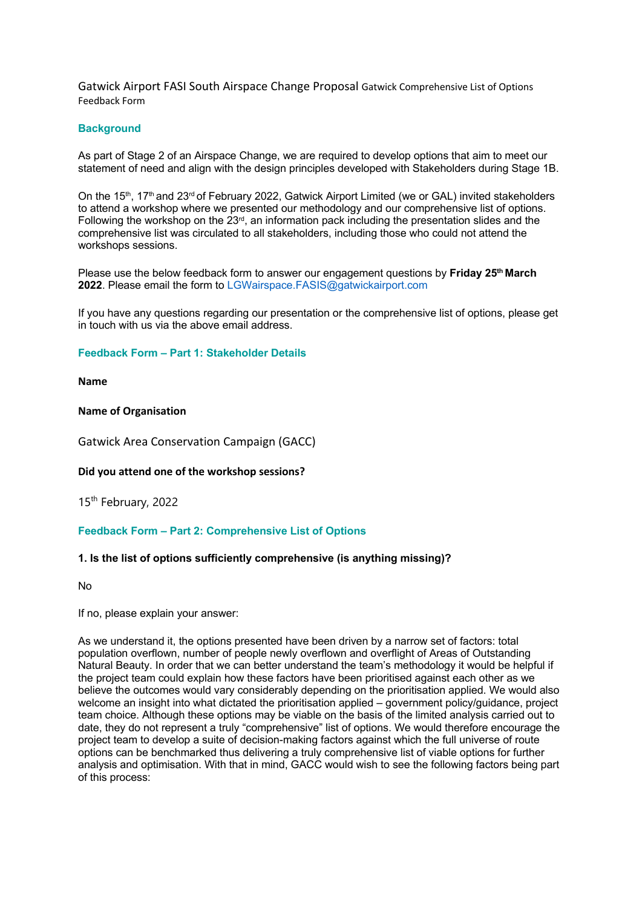Gatwick Airport FASI South Airspace Change Proposal Gatwick Comprehensive List of Options Feedback Form

## Background

As part of Stage 2 of an Airspace Change, we are required to develop options that aim to meet our statement of need and align with the design principles developed with Stakeholders during Stage 1B.

On the 15th, 17th and 23rd of February 2022, Gatwick Airport Limited (we or GAL) invited stakeholders to attend a workshop where we presented our methodology and our comprehensive list of options. Following the workshop on the 23rd, an information pack including the presentation slides and the comprehensive list was circulated to all stakeholders, including those who could not attend the workshops sessions.

Please use the below feedback form to answer our engagement questions by **Friday 25th March 2022**. Please email the form to LGWairspace.FASIS@gatwickairport.com

If you have any questions regarding our presentation or the comprehensive list of options, please get in touch with us via the above email address.

## Feedback Form – Part 1: Stakeholder Details

**Name**

**Name of Organisation**

Gatwick Area Conservation Campaign (GACC)

**Did you attend one of the workshop sessions?**

15th February, 2022

## Feedback Form – Part 2: Comprehensive List of Options

**1. Is the list of options sufficiently comprehensive (is anything missing)?**

No

If no, please explain your answer:

As we understand it, the options presented have been driven by a narrow set of factors: total population overflown, number of people newly overflown and overflight of Areas of Outstanding Natural Beauty. In order that we can better understand the team's methodology it would be helpful if the project team could explain how these factors have been prioritised against each other as we believe the outcomes would vary considerably depending on the prioritisation applied. We would also welcome an insight into what dictated the prioritisation applied – government policy/guidance, project team choice. Although these options may be viable on the basis of the limited analysis carried out to date, they do not represent a truly "comprehensive" list of options. We would therefore encourage the project team to develop a suite of decision-making factors against which the full universe of route options can be benchmarked thus delivering a truly comprehensive list of viable options for further analysis and optimisation. With that in mind, GACC would wish to see the following factors being part of this process: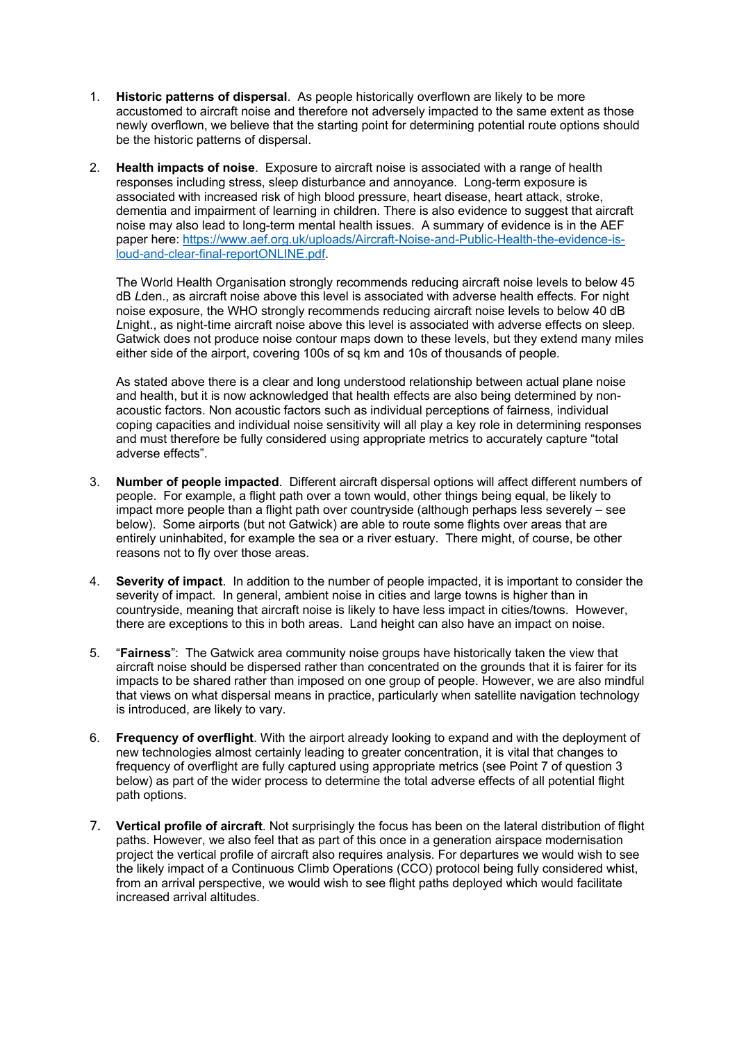1. **Historic patterns of dispersal**. As people historically overflown are likely to be more accustomed to aircraft noise and therefore not adversely impacted to the same extent as those newly overflown, we believe that the starting point for determining potential route options should be the historic patterns of dispersal.

2. **Health impacts of noise**. Exposure to aircraft noise is associated with a range of health responses including stress, sleep disturbance and annoyance. Long-term exposure is associated with increased risk of high blood pressure, heart disease, heart attack, stroke, dementia and impairment of learning in children. There is also evidence to suggest that aircraft noise may also lead to long-term mental health issues. A summary of evidence is in the AEF paper here: [https://www.aef.org.uk/uploads/Aircraft-Noise-and-Public-Health-the-evidence-is-loud-and-clear-final-reportONLINE.pdf](https://www.aef.org.uk/uploads/Aircraft-Noise-and-Public-Health-the-evidence-is-loud-and-clear-final-reportONLINE.pdf).

   The World Health Organisation strongly recommends reducing aircraft noise levels to below 45 dB *L*den., as aircraft noise above this level is associated with adverse health effects*.* For night noise exposure, the WHO strongly recommends reducing aircraft noise levels to below 40 dB *L*night., as night-time aircraft noise above this level is associated with adverse effects on sleep*.* Gatwick does not produce noise contour maps down to these levels, but they extend many miles either side of the airport, covering 100s of sq km and 10s of thousands of people.

   As stated above there is a clear and long understood relationship between actual plane noise and health, but it is now acknowledged that health effects are also being determined by non-acoustic factors. Non acoustic factors such as individual perceptions of fairness, individual coping capacities and individual noise sensitivity will all play a key role in determining responses and must therefore be fully considered using appropriate metrics to accurately capture "total adverse effects".

3. **Number of people impacted**. Different aircraft dispersal options will affect different numbers of people. For example, a flight path over a town would, other things being equal, be likely to impact more people than a flight path over countryside (although perhaps less severely – see below). Some airports (but not Gatwick) are able to route some flights over areas that are entirely uninhabited, for example the sea or a river estuary. There might, of course, be other reasons not to fly over those areas.

4. **Severity of impact**. In addition to the number of people impacted, it is important to consider the severity of impact. In general, ambient noise in cities and large towns is higher than in countryside, meaning that aircraft noise is likely to have less impact in cities/towns. However, there are exceptions to this in both areas. Land height can also have an impact on noise.

5. "**Fairness**": The Gatwick area community noise groups have historically taken the view that aircraft noise should be dispersed rather than concentrated on the grounds that it is fairer for its impacts to be shared rather than imposed on one group of people. However, we are also mindful that views on what dispersal means in practice, particularly when satellite navigation technology is introduced, are likely to vary.

6. **Frequency of overflight**. With the airport already looking to expand and with the deployment of new technologies almost certainly leading to greater concentration, it is vital that changes to frequency of overflight are fully captured using appropriate metrics (see Point 7 of question 3 below) as part of the wider process to determine the total adverse effects of all potential flight path options.

7. **Vertical profile of aircraft**. Not surprisingly the focus has been on the lateral distribution of flight paths. However, we also feel that as part of this once in a generation airspace modernisation project the vertical profile of aircraft also requires analysis. For departures we would wish to see the likely impact of a Continuous Climb Operations (CCO) protocol being fully considered whist, from an arrival perspective, we would wish to see flight paths deployed which would facilitate increased arrival altitudes.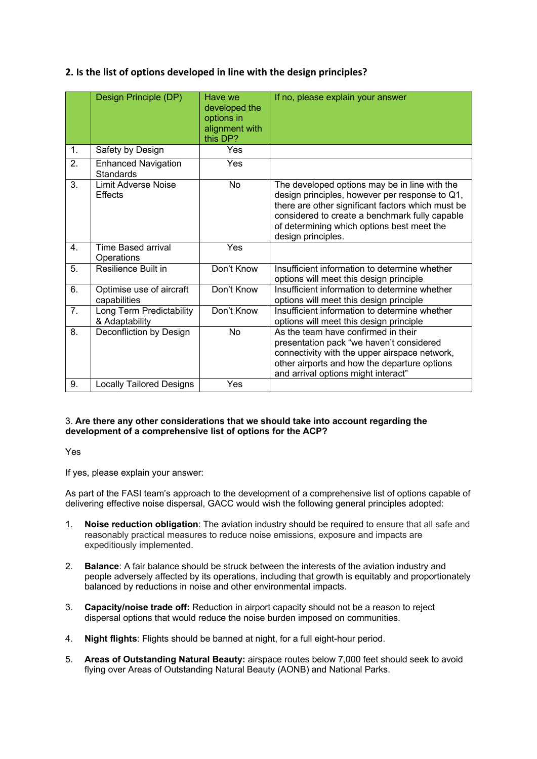## 2. Is the list of options developed in line with the design principles?

| | Design Principle (DP) | Have we developed the options in alignment with this DP? | If no, please explain your answer |
|---|---|---|---|
| 1. | Safety by Design | Yes | |
| 2. | Enhanced Navigation Standards | Yes | |
| 3. | Limit Adverse Noise Effects | No | The developed options may be in line with the design principles, however per response to Q1, there are other significant factors which must be considered to create a benchmark fully capable of determining which options best meet the design principles. |
| 4. | Time Based arrival Operations | Yes | |
| 5. | Resilience Built in | Don't Know | Insufficient information to determine whether options will meet this design principle |
| 6. | Optimise use of aircraft capabilities | Don't Know | Insufficient information to determine whether options will meet this design principle |
| 7. | Long Term Predictability & Adaptability | Don't Know | Insufficient information to determine whether options will meet this design principle |
| 8. | Deconfliction by Design | No | As the team have confirmed in their presentation pack "we haven't considered connectivity with the upper airspace network, other airports and how the departure options and arrival options might interact" |
| 9. | Locally Tailored Designs | Yes | |

3. **Are there any other considerations that we should take into account regarding the development of a comprehensive list of options for the ACP?**

Yes

If yes, please explain your answer:

As part of the FASI team's approach to the development of a comprehensive list of options capable of delivering effective noise dispersal, GACC would wish the following general principles adopted:

1. **Noise reduction obligation**: The aviation industry should be required to ensure that all safe and reasonably practical measures to reduce noise emissions, exposure and impacts are expeditiously implemented.

2. **Balance**: A fair balance should be struck between the interests of the aviation industry and people adversely affected by its operations, including that growth is equitably and proportionately balanced by reductions in noise and other environmental impacts.

3. **Capacity/noise trade off:** Reduction in airport capacity should not be a reason to reject dispersal options that would reduce the noise burden imposed on communities.

4. **Night flights**: Flights should be banned at night, for a full eight-hour period.

5. **Areas of Outstanding Natural Beauty:** airspace routes below 7,000 feet should seek to avoid flying over Areas of Outstanding Natural Beauty (AONB) and National Parks.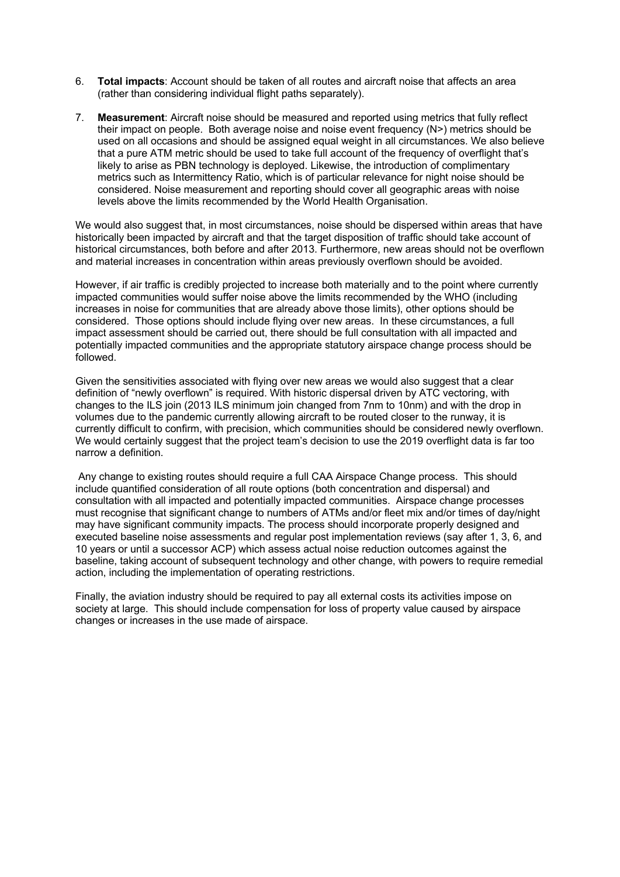6. **Total impacts**: Account should be taken of all routes and aircraft noise that affects an area (rather than considering individual flight paths separately).

7. **Measurement**: Aircraft noise should be measured and reported using metrics that fully reflect their impact on people. Both average noise and noise event frequency (N>) metrics should be used on all occasions and should be assigned equal weight in all circumstances. We also believe that a pure ATM metric should be used to take full account of the frequency of overflight that's likely to arise as PBN technology is deployed. Likewise, the introduction of complimentary metrics such as Intermittency Ratio, which is of particular relevance for night noise should be considered. Noise measurement and reporting should cover all geographic areas with noise levels above the limits recommended by the World Health Organisation.

We would also suggest that, in most circumstances, noise should be dispersed within areas that have historically been impacted by aircraft and that the target disposition of traffic should take account of historical circumstances, both before and after 2013. Furthermore, new areas should not be overflown and material increases in concentration within areas previously overflown should be avoided.

However, if air traffic is credibly projected to increase both materially and to the point where currently impacted communities would suffer noise above the limits recommended by the WHO (including increases in noise for communities that are already above those limits), other options should be considered. Those options should include flying over new areas. In these circumstances, a full impact assessment should be carried out, there should be full consultation with all impacted and potentially impacted communities and the appropriate statutory airspace change process should be followed.

Given the sensitivities associated with flying over new areas we would also suggest that a clear definition of "newly overflown" is required. With historic dispersal driven by ATC vectoring, with changes to the ILS join (2013 ILS minimum join changed from 7nm to 10nm) and with the drop in volumes due to the pandemic currently allowing aircraft to be routed closer to the runway, it is currently difficult to confirm, with precision, which communities should be considered newly overflown. We would certainly suggest that the project team's decision to use the 2019 overflight data is far too narrow a definition.

Any change to existing routes should require a full CAA Airspace Change process. This should include quantified consideration of all route options (both concentration and dispersal) and consultation with all impacted and potentially impacted communities. Airspace change processes must recognise that significant change to numbers of ATMs and/or fleet mix and/or times of day/night may have significant community impacts. The process should incorporate properly designed and executed baseline noise assessments and regular post implementation reviews (say after 1, 3, 6, and 10 years or until a successor ACP) which assess actual noise reduction outcomes against the baseline, taking account of subsequent technology and other change, with powers to require remedial action, including the implementation of operating restrictions.

Finally, the aviation industry should be required to pay all external costs its activities impose on society at large. This should include compensation for loss of property value caused by airspace changes or increases in the use made of airspace.